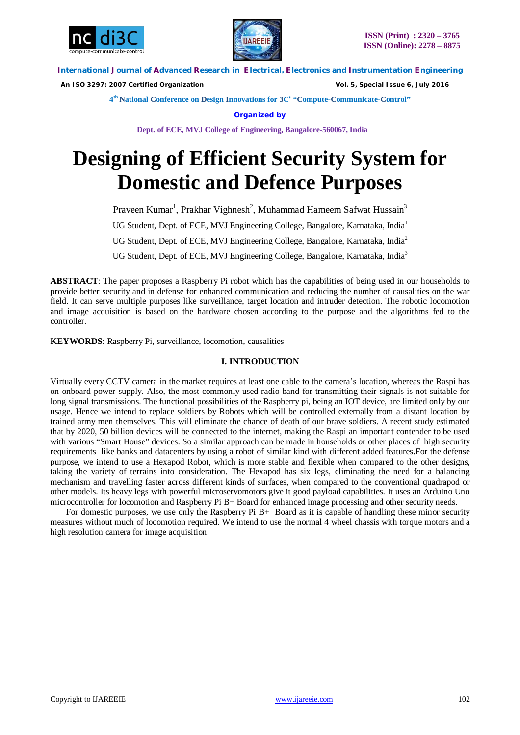# Designing of Efficient Security System for Domestic and Defence Purposes

Praveen Kumar[1], Prakhar Vighnesh[2], Muhammad Hameem Safwat Hussain[3]

UG Student, Dept. of ECE, MVJ Engineering College, Bangalore, Karnataka, India[1]

UG Student, Dept. of ECE, MVJ Engineering College, Bangalore, Karnataka, India[2]

UG Student, Dept. of ECE, MVJ Engineering College, Bangalore, Karnataka, India[3]

**ABSTRACT**: The paper proposes a Raspberry Pi robot which has the capabilities of being used in our households to provide better security and in defense for enhanced communication and reducing the number of causalities on the war field. It can serve multiple purposes like surveillance, target location and intruder detection. The robotic locomotion and image acquisition is based on the hardware chosen according to the purpose and the algorithms fed to the controller.

**KEYWORDS**: Raspberry Pi, surveillance, locomotion, causalities

## I. INTRODUCTION

Virtually every CCTV camera in the market requires at least one cable to the camera's location, whereas the Raspi has on onboard power supply. Also, the most commonly used radio band for transmitting their signals is not suitable for long signal transmissions. The functional possibilities of the Raspberry pi, being an IOT device, are limited only by our usage. Hence we intend to replace soldiers by Robots which will be controlled externally from a distant location by trained army men themselves. This will eliminate the chance of death of our brave soldiers. A recent study estimated that by 2020, 50 billion devices will be connected to the internet, making the Raspi an important contender to be used with various "Smart House" devices. So a similar approach can be made in households or other places of high security requirements like banks and datacenters by using a robot of similar kind with different added features**.**For the defense purpose, we intend to use a Hexapod Robot, which is more stable and flexible when compared to the other designs, taking the variety of terrains into consideration. The Hexapod has six legs, eliminating the need for a balancing mechanism and travelling faster across different kinds of surfaces, when compared to the conventional quadrapod or other models. Its heavy legs with powerful microservomotors give it good payload capabilities. It uses an Arduino Uno microcontroller for locomotion and Raspberry Pi B+ Board for enhanced image processing and other security needs.

For domestic purposes, we use only the Raspberry Pi B+ Board as it is capable of handling these minor security measures without much of locomotion required. We intend to use the normal 4 wheel chassis with torque motors and a high resolution camera for image acquisition.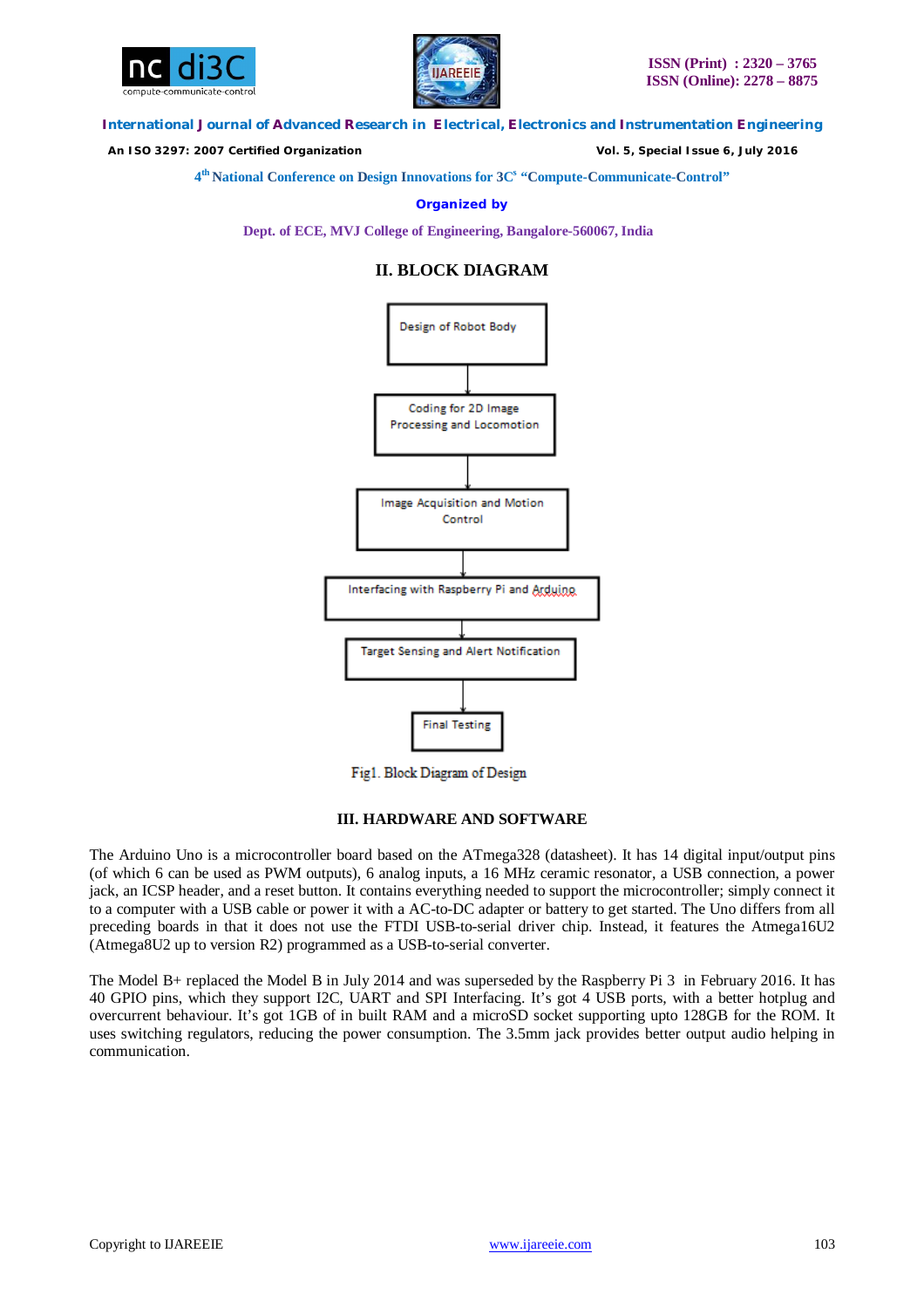## II. BLOCK DIAGRAM

Design of Robot Body

↓

Coding for 2D Image Processing and Locomotion

↓

Image Acquisition and Motion Control

↓

Interfacing with Raspberry Pi and Arduino

↓

Target Sensing and Alert Notification

↓

Final Testing

Fig1. Block Diagram of Design

## III. HARDWARE AND SOFTWARE

The Arduino Uno is a microcontroller board based on the ATmega328 (datasheet). It has 14 digital input/output pins (of which 6 can be used as PWM outputs), 6 analog inputs, a 16 MHz ceramic resonator, a USB connection, a power jack, an ICSP header, and a reset button. It contains everything needed to support the microcontroller; simply connect it to a computer with a USB cable or power it with a AC-to-DC adapter or battery to get started. The Uno differs from all preceding boards in that it does not use the FTDI USB-to-serial driver chip. Instead, it features the Atmega16U2 (Atmega8U2 up to version R2) programmed as a USB-to-serial converter.

The Model B+ replaced the Model B in July 2014 and was superseded by the Raspberry Pi 3 in February 2016. It has 40 GPIO pins, which they support I2C, UART and SPI Interfacing. It's got 4 USB ports, with a better hotplug and overcurrent behaviour. It's got 1GB of in built RAM and a microSD socket supporting upto 128GB for the ROM. It uses switching regulators, reducing the power consumption. The 3.5mm jack provides better output audio helping in communication.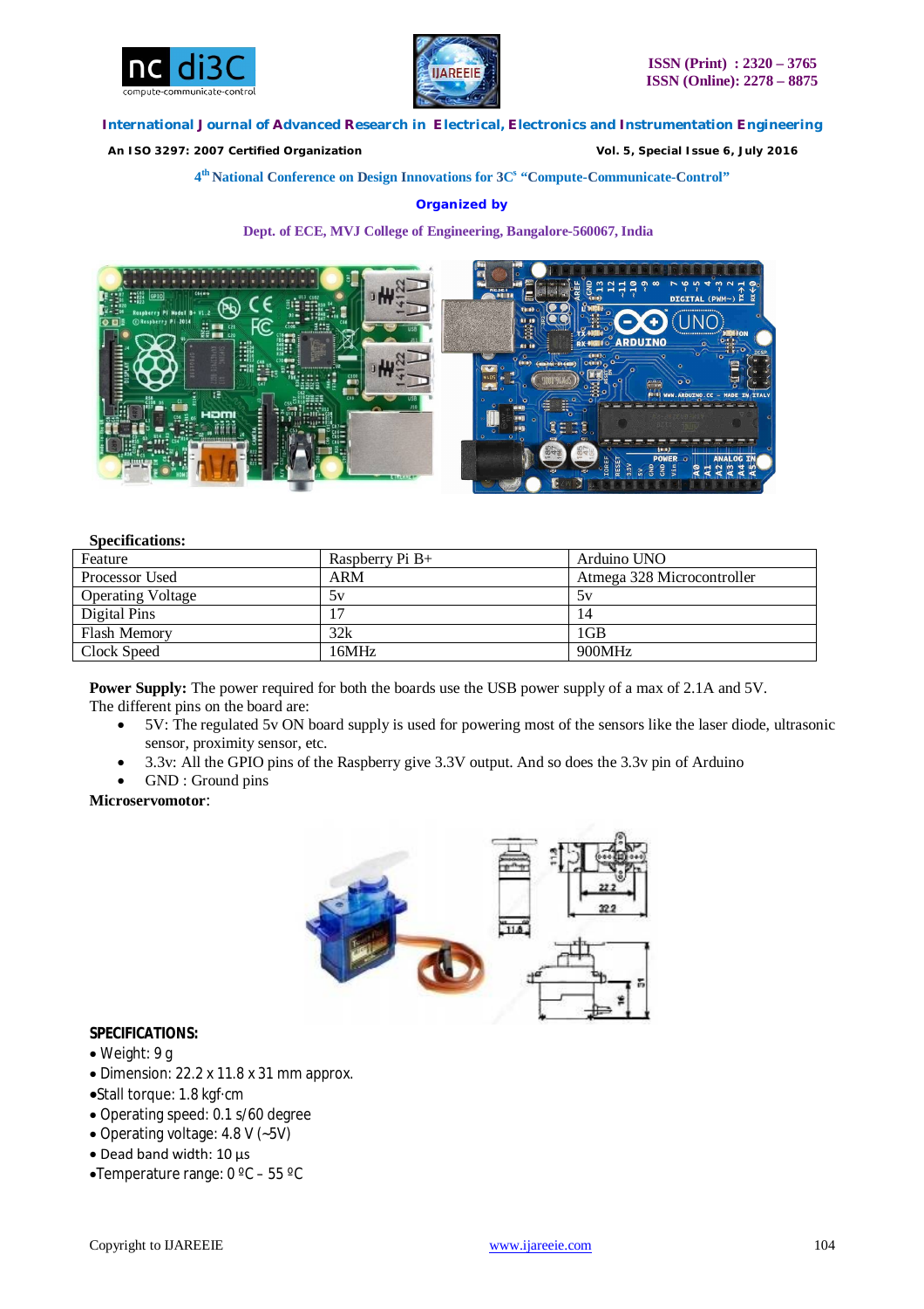**Specifications:**

| Feature | Raspberry Pi B+ | Arduino UNO |
|---|---|---|
| Processor Used | ARM | Atmega 328 Microcontroller |
| Operating Voltage | 5v | 5v |
| Digital Pins | 17 | 14 |
| Flash Memory | 32k | 1GB |
| Clock Speed | 16MHz | 900MHz |

**Power Supply:** The power required for both the boards use the USB power supply of a max of 2.1A and 5V.
The different pins on the board are:

- 5V: The regulated 5v ON board supply is used for powering most of the sensors like the laser diode, ultrasonic sensor, proximity sensor, etc.
- 3.3v: All the GPIO pins of the Raspberry give 3.3V output. And so does the 3.3v pin of Arduino
- GND : Ground pins

**Microservomotor**:

**SPECIFICATIONS:**

- Weight: 9 g
- Dimension: 22.2 x 11.8 x 31 mm approx.
- Stall torque: 1.8 kgf·cm
- Operating speed: 0.1 s/60 degree
- Operating voltage: 4.8 V (~5V)
- Dead band width: 10 µs
- Temperature range: 0 ºC – 55 ºC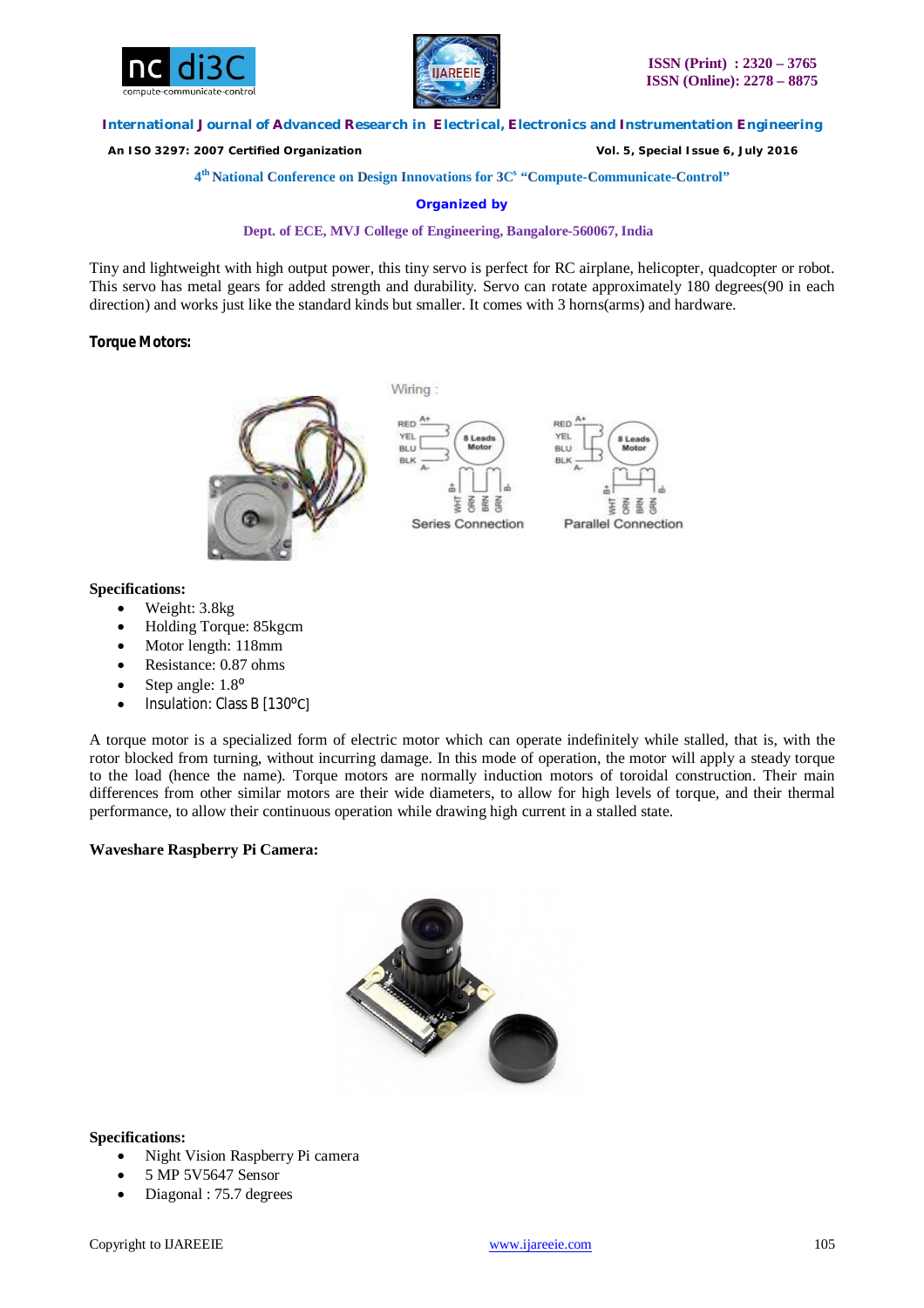Tiny and lightweight with high output power, this tiny servo is perfect for RC airplane, helicopter, quadcopter or robot. This servo has metal gears for added strength and durability. Servo can rotate approximately 180 degrees(90 in each direction) and works just like the standard kinds but smaller. It comes with 3 horns(arms) and hardware.

**Torque Motors:**

**Specifications:**

- Weight: 3.8kg
- Holding Torque: 85kgcm
- Motor length: 118mm
- Resistance: 0.87 ohms
- Step angle: 1.8°
- Insulation: Class B [130°C]

A torque motor is a specialized form of electric motor which can operate indefinitely while stalled, that is, with the rotor blocked from turning, without incurring damage. In this mode of operation, the motor will apply a steady torque to the load (hence the name). Torque motors are normally induction motors of toroidal construction. Their main differences from other similar motors are their wide diameters, to allow for high levels of torque, and their thermal performance, to allow their continuous operation while drawing high current in a stalled state.

**Waveshare Raspberry Pi Camera:**

**Specifications:**

- Night Vision Raspberry Pi camera
- 5 MP 5V5647 Sensor
- Diagonal : 75.7 degrees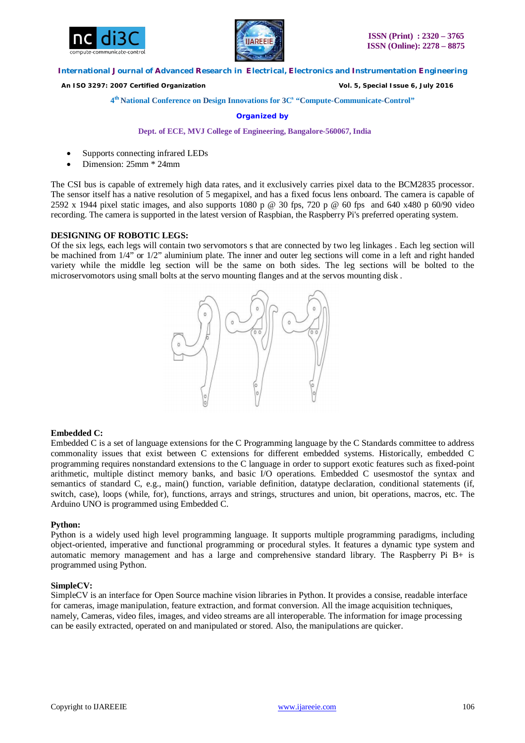- Supports connecting infrared LEDs
- Dimension: 25mm * 24mm

The CSI bus is capable of extremely high data rates, and it exclusively carries pixel data to the BCM2835 processor. The sensor itself has a native resolution of 5 megapixel, and has a fixed focus lens onboard. The camera is capable of 2592 x 1944 pixel static images, and also supports 1080 p @ 30 fps, 720 p @ 60 fps and 640 x480 p 60/90 video recording. The camera is supported in the latest version of Raspbian, the Raspberry Pi's preferred operating system.

**DESIGNING OF ROBOTIC LEGS:**

Of the six legs, each legs will contain two servomotors s that are connected by two leg linkages . Each leg section will be machined from 1/4" or 1/2" aluminium plate. The inner and outer leg sections will come in a left and right handed variety while the middle leg section will be the same on both sides. The leg sections will be bolted to the microservomotors using small bolts at the servo mounting flanges and at the servos mounting disk .

**Embedded C:**

Embedded C is a set of language extensions for the C Programming language by the C Standards committee to address commonality issues that exist between C extensions for different embedded systems. Historically, embedded C programming requires nonstandard extensions to the C language in order to support exotic features such as fixed-point arithmetic, multiple distinct memory banks, and basic I/O operations. Embedded C usesmostof the syntax and semantics of standard C, e.g., main() function, variable definition, datatype declaration, conditional statements (if, switch, case), loops (while, for), functions, arrays and strings, structures and union, bit operations, macros, etc. The Arduino UNO is programmed using Embedded C.

**Python:**

Python is a widely used high level programming language. It supports multiple programming paradigms, including object-oriented, imperative and functional programming or procedural styles. It features a dynamic type system and automatic memory management and has a large and comprehensive standard library. The Raspberry Pi B+ is programmed using Python.

**SimpleCV:**

SimpleCV is an interface for Open Source machine vision libraries in Python. It provides a consise, readable interface for cameras, image manipulation, feature extraction, and format conversion. All the image acquisition techniques, namely, Cameras, video files, images, and video streams are all interoperable. The information for image processing can be easily extracted, operated on and manipulated or stored. Also, the manipulations are quicker.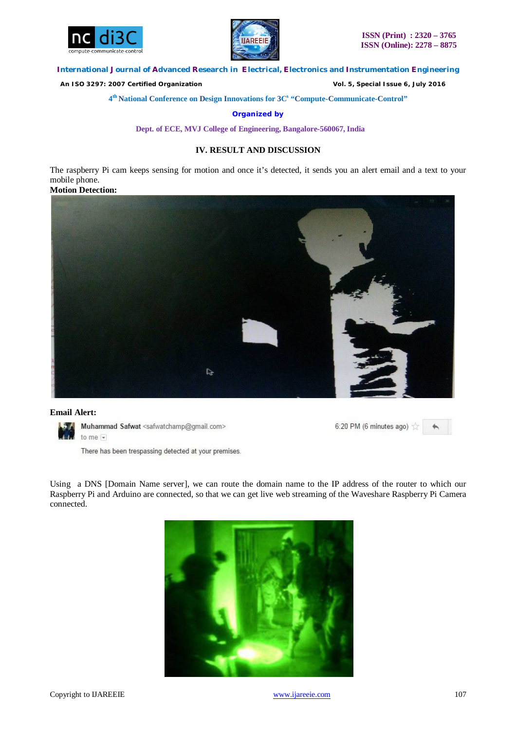## IV. RESULT AND DISCUSSION

The raspberry Pi cam keeps sensing for motion and once it's detected, it sends you an alert email and a text to your mobile phone.

**Motion Detection:**

**Email Alert:**

Muhammad Safwat <safwatchamp@gmail.com>
to me

6:20 PM (6 minutes ago)

There has been trespassing detected at your premises.

Using a DNS [Domain Name server], we can route the domain name to the IP address of the router to which our Raspberry Pi and Arduino are connected, so that we can get live web streaming of the Waveshare Raspberry Pi Camera connected.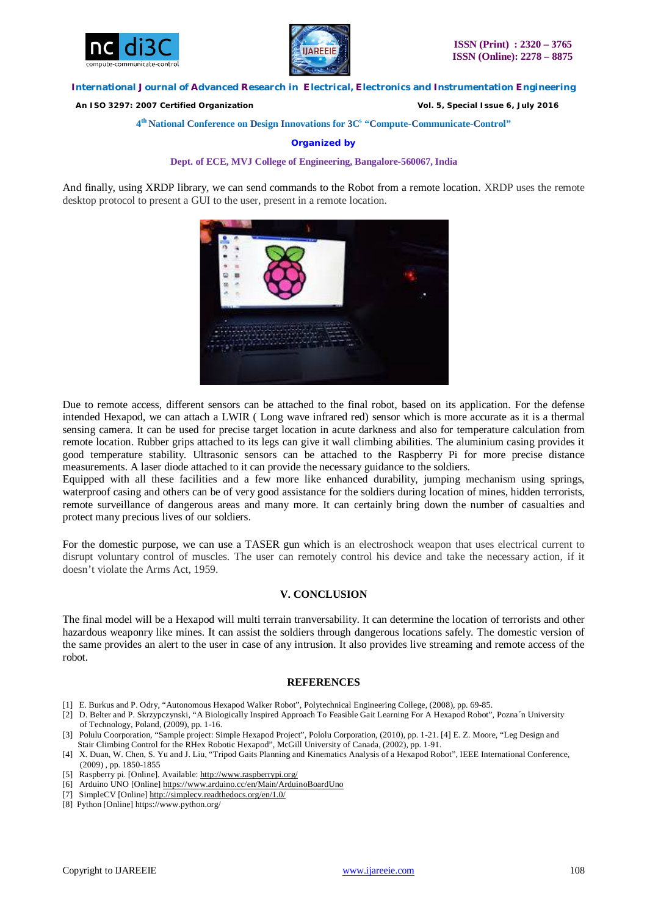And finally, using XRDP library, we can send commands to the Robot from a remote location. XRDP uses the remote desktop protocol to present a GUI to the user, present in a remote location.

Due to remote access, different sensors can be attached to the final robot, based on its application. For the defense intended Hexapod, we can attach a LWIR ( Long wave infrared red) sensor which is more accurate as it is a thermal sensing camera. It can be used for precise target location in acute darkness and also for temperature calculation from remote location. Rubber grips attached to its legs can give it wall climbing abilities. The aluminium casing provides it good temperature stability. Ultrasonic sensors can be attached to the Raspberry Pi for more precise distance measurements. A laser diode attached to it can provide the necessary guidance to the soldiers.

Equipped with all these facilities and a few more like enhanced durability, jumping mechanism using springs, waterproof casing and others can be of very good assistance for the soldiers during location of mines, hidden terrorists, remote surveillance of dangerous areas and many more. It can certainly bring down the number of casualties and protect many precious lives of our soldiers.

For the domestic purpose, we can use a TASER gun which is an electroshock weapon that uses electrical current to disrupt voluntary control of muscles. The user can remotely control his device and take the necessary action, if it doesn't violate the Arms Act, 1959.

## V. CONCLUSION

The final model will be a Hexapod will multi terrain tranversability. It can determine the location of terrorists and other hazardous weaponry like mines. It can assist the soldiers through dangerous locations safely. The domestic version of the same provides an alert to the user in case of any intrusion. It also provides live streaming and remote access of the robot.

## REFERENCES

[1] E. Burkus and P. Odry, "Autonomous Hexapod Walker Robot", Polytechnical Engineering College, (2008), pp. 69-85.
[2] D. Belter and P. Skrzypczynski, "A Biologically Inspired Approach To Feasible Gait Learning For A Hexapod Robot", Pozna´n University of Technology, Poland, (2009), pp. 1-16.
[3] Polulu Coorporation, "Sample project: Simple Hexapod Project", Pololu Corporation, (2010), pp. 1-21. [4] E. Z. Moore, "Leg Design and Stair Climbing Control for the RHex Robotic Hexapod", McGill University of Canada, (2002), pp. 1-91.
[4] X. Duan, W. Chen, S. Yu and J. Liu, "Tripod Gaits Planning and Kinematics Analysis of a Hexapod Robot", IEEE International Conference, (2009) , pp. 1850-1855
[5] Raspberry pi. [Online]. Available: http://www.raspberrypi.org/
[6] Arduino UNO [Online] https://www.arduino.cc/en/Main/ArduinoBoardUno
[7] SimpleCV [Online] http://simplecv.readthedocs.org/en/1.0/
[8] Python [Online] https://www.python.org/